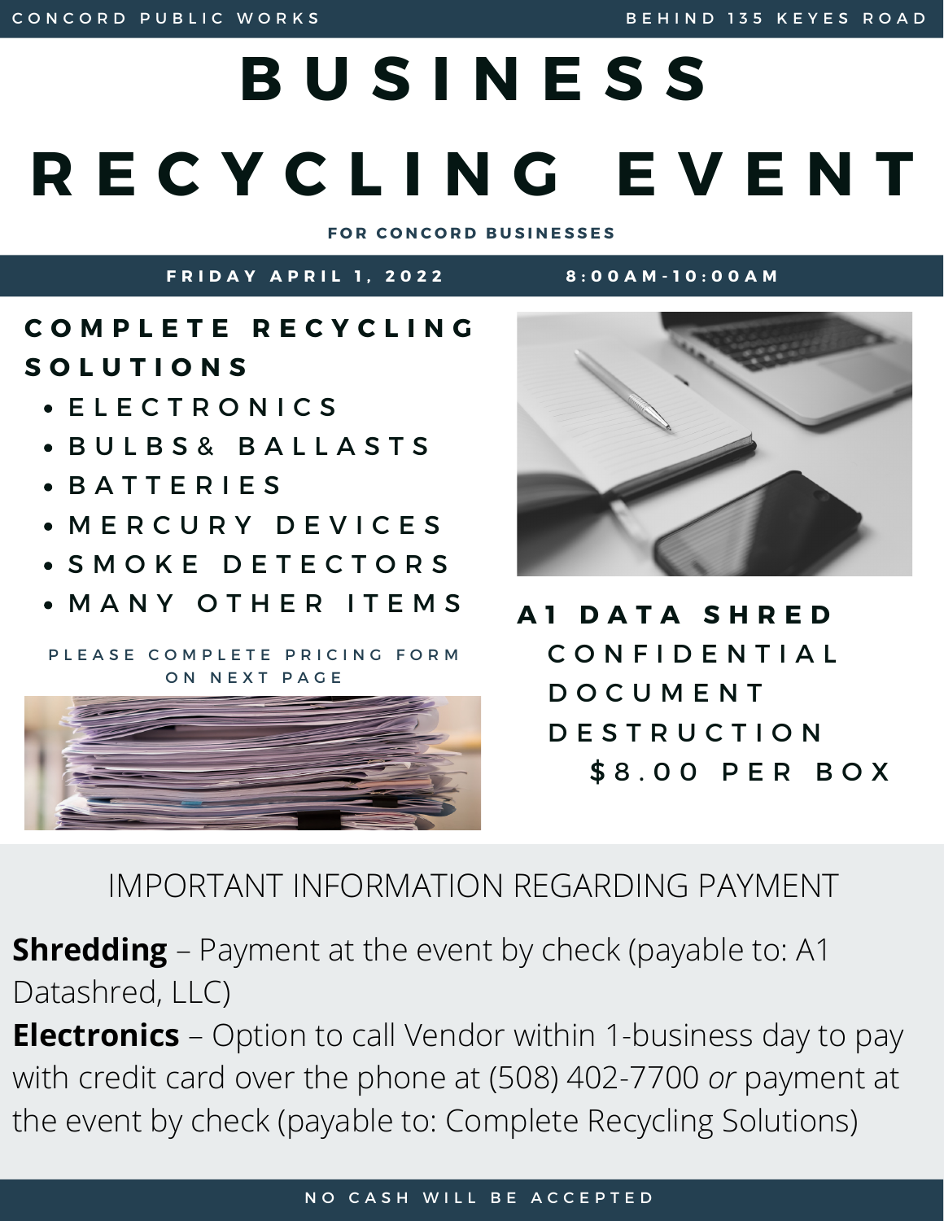CONCORD PUBLIC WORKS

BEHIND 135 KEYES ROAD

# BUSINESS RECYCLING EVENT

**FOR CONCORD BUSINESSES**

**FRIDAY APRIL 1, 2022** **8:00AM-10:00AM**

## COMPLETE RECYCLING SOLUTIONS

- ELECTRONICS
- BULBS& BALLASTS
- BATTERIES
- MERCURY DEVICES
- SMOKE DETECTORS
- MANY OTHER ITEMS

PLEASE COMPLETE PRICING FORM ON NEXT PAGE

## A1 DATA SHRED

CONFIDENTIAL DOCUMENT DESTRUCTION

$8.00 PER BOX

## IMPORTANT INFORMATION REGARDING PAYMENT

**Shredding** – Payment at the event by check (payable to: A1 Datashred, LLC)

**Electronics** – Option to call Vendor within 1-business day to pay with credit card over the phone at (508) 402-7700 *or* payment at the event by check (payable to: Complete Recycling Solutions)

NO CASH WILL BE ACCEPTED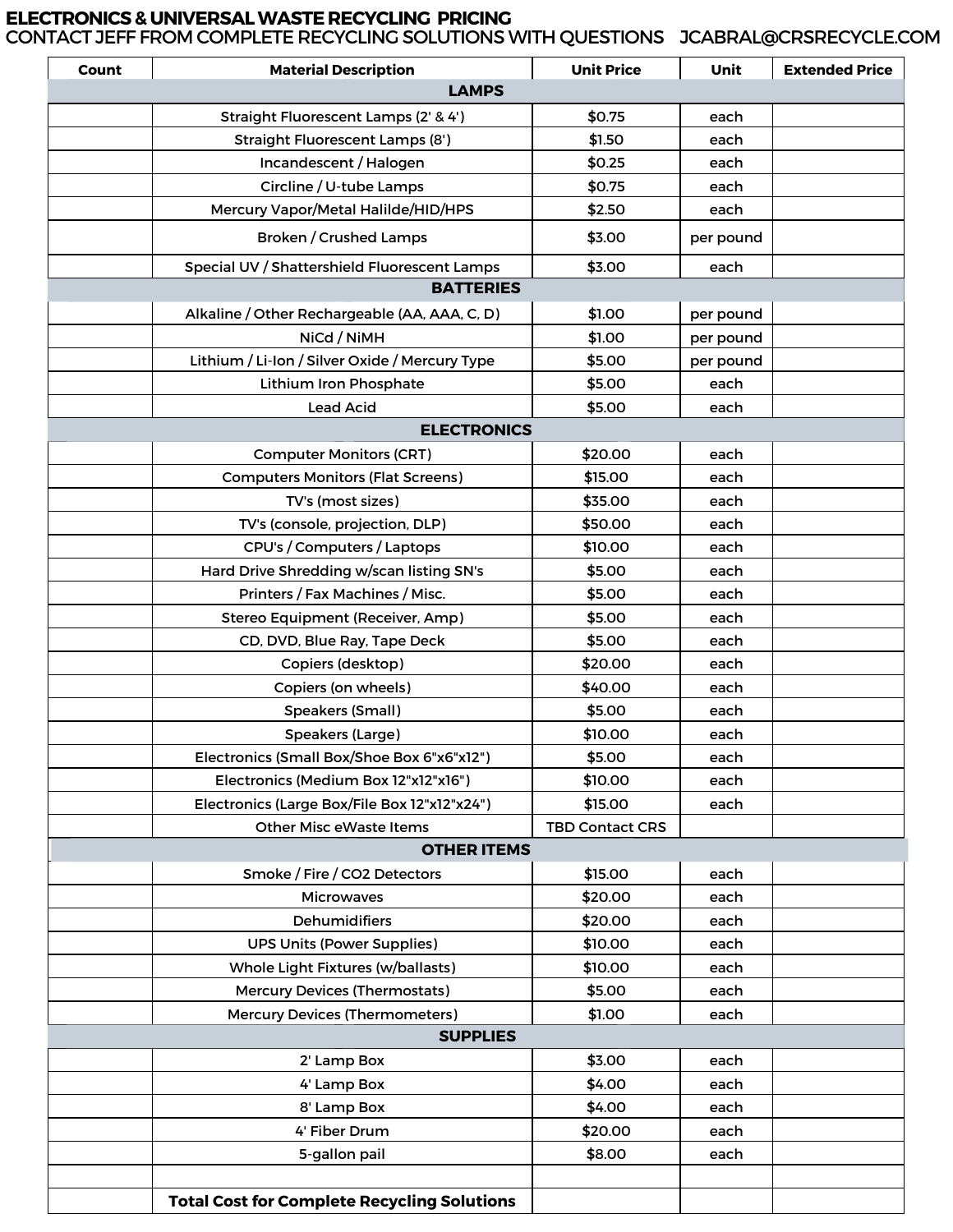**ELECTRONICS & UNIVERSAL WASTE RECYCLING PRICING**

CONTACT JEFF FROM COMPLETE RECYCLING SOLUTIONS WITH QUESTIONS JCABRAL@CRSRECYCLE.COM

| Count | Material Description | Unit Price | Unit | Extended Price |
|---|---|---|---|---|
| | **LAMPS** | | | |
| | Straight Fluorescent Lamps (2' & 4') | $0.75 | each | |
| | Straight Fluorescent Lamps (8') | $1.50 | each | |
| | Incandescent / Halogen | $0.25 | each | |
| | Circline / U-tube Lamps | $0.75 | each | |
| | Mercury Vapor/Metal Halilde/HID/HPS | $2.50 | each | |
| | Broken / Crushed Lamps | $3.00 | per pound | |
| | Special UV / Shattershield Fluorescent Lamps | $3.00 | each | |
| | **BATTERIES** | | | |
| | Alkaline / Other Rechargeable (AA, AAA, C, D) | $1.00 | per pound | |
| | NiCd / NiMH | $1.00 | per pound | |
| | Lithium / Li-Ion / Silver Oxide / Mercury Type | $5.00 | per pound | |
| | Lithium Iron Phosphate | $5.00 | each | |
| | Lead Acid | $5.00 | each | |
| | **ELECTRONICS** | | | |
| | Computer Monitors (CRT) | $20.00 | each | |
| | Computers Monitors (Flat Screens) | $15.00 | each | |
| | TV's (most sizes) | $35.00 | each | |
| | TV's (console, projection, DLP) | $50.00 | each | |
| | CPU's / Computers / Laptops | $10.00 | each | |
| | Hard Drive Shredding w/scan listing SN's | $5.00 | each | |
| | Printers / Fax Machines / Misc. | $5.00 | each | |
| | Stereo Equipment (Receiver, Amp) | $5.00 | each | |
| | CD, DVD, Blue Ray, Tape Deck | $5.00 | each | |
| | Copiers (desktop) | $20.00 | each | |
| | Copiers (on wheels) | $40.00 | each | |
| | Speakers (Small) | $5.00 | each | |
| | Speakers (Large) | $10.00 | each | |
| | Electronics (Small Box/Shoe Box 6"x6"x12") | $5.00 | each | |
| | Electronics (Medium Box 12"x12"x16") | $10.00 | each | |
| | Electronics (Large Box/File Box 12"x12"x24") | $15.00 | each | |
| | Other Misc eWaste Items | TBD Contact CRS | | |
| | **OTHER ITEMS** | | | |
| | Smoke / Fire / CO2 Detectors | $15.00 | each | |
| | Microwaves | $20.00 | each | |
| | Dehumidifiers | $20.00 | each | |
| | UPS Units (Power Supplies) | $10.00 | each | |
| | Whole Light Fixtures (w/ballasts) | $10.00 | each | |
| | Mercury Devices (Thermostats) | $5.00 | each | |
| | Mercury Devices (Thermometers) | $1.00 | each | |
| | **SUPPLIES** | | | |
| | 2' Lamp Box | $3.00 | each | |
| | 4' Lamp Box | $4.00 | each | |
| | 8' Lamp Box | $4.00 | each | |
| | 4' Fiber Drum | $20.00 | each | |
| | 5-gallon pail | $8.00 | each | |
| | | | | |
| | **Total Cost for Complete Recycling Solutions** | | | |